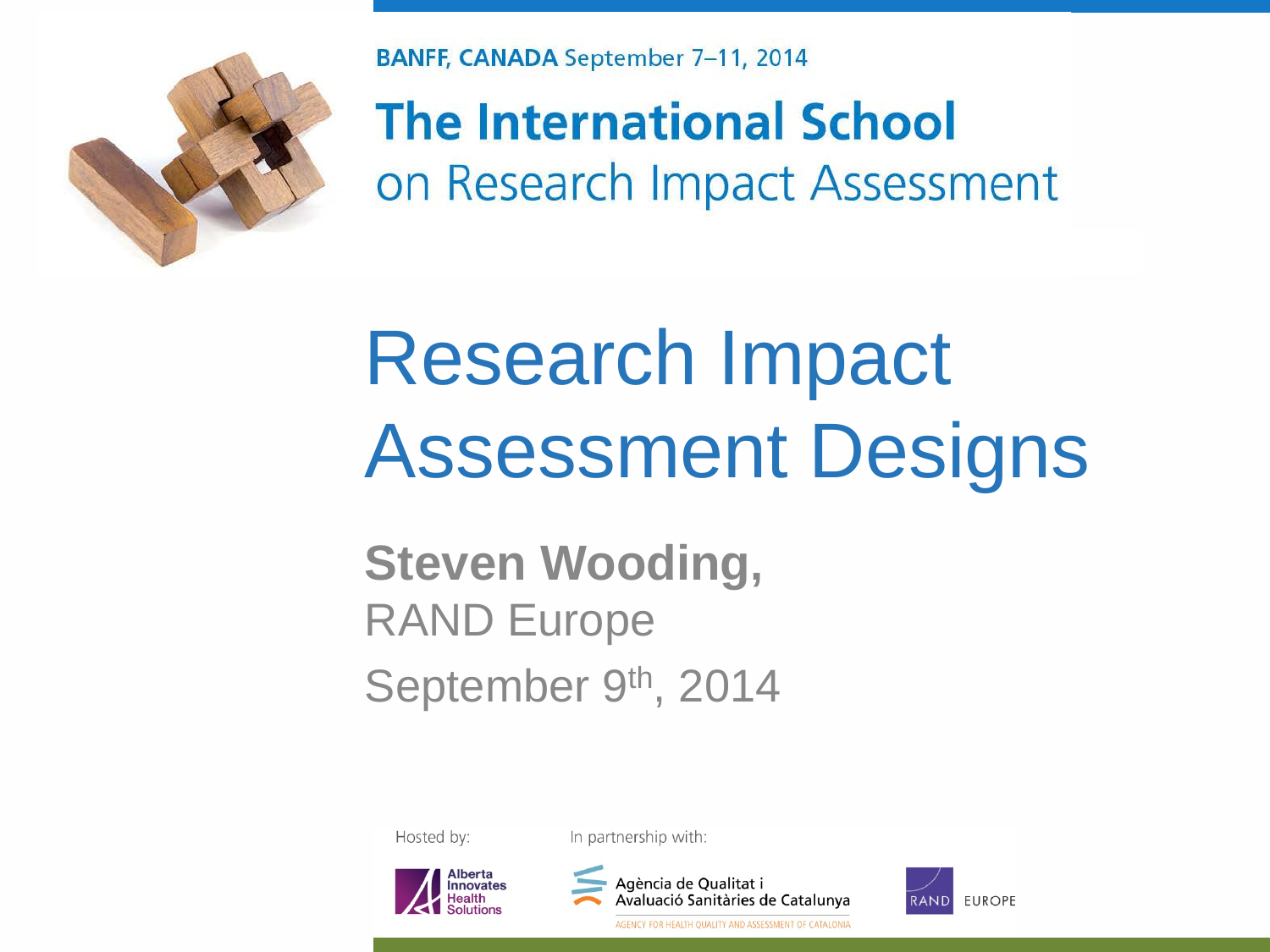BANFF, CANADA September 7–11, 2014

**The International School**
on Research Impact Assessment

# Research Impact Assessment Designs

**Steven Wooding,**
RAND Europe
September 9th, 2014

Hosted by: Alberta Innovates Health Solutions

In partnership with: Agència de Qualitat i Avaluació Sanitàries de Catalunya — AGENCY FOR HEALTH QUALITY AND ASSESSMENT OF CATALONIA; RAND EUROPE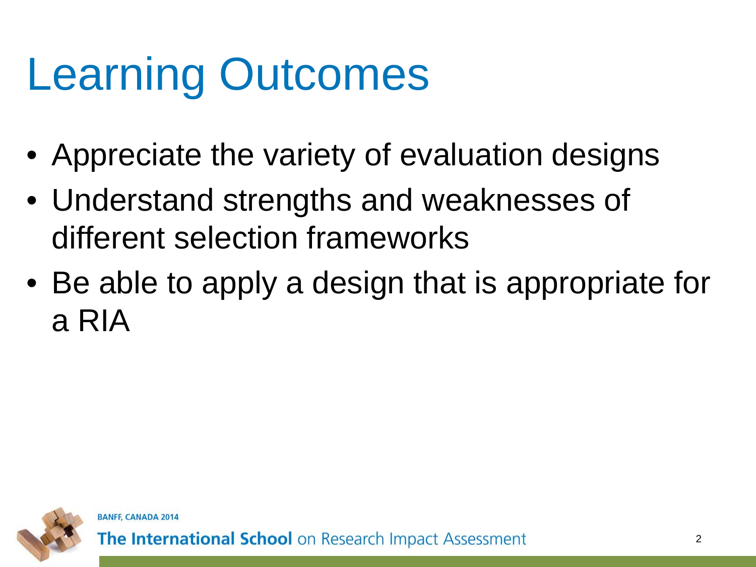# Learning Outcomes

- Appreciate the variety of evaluation designs
- Understand strengths and weaknesses of different selection frameworks
- Be able to apply a design that is appropriate for a RIA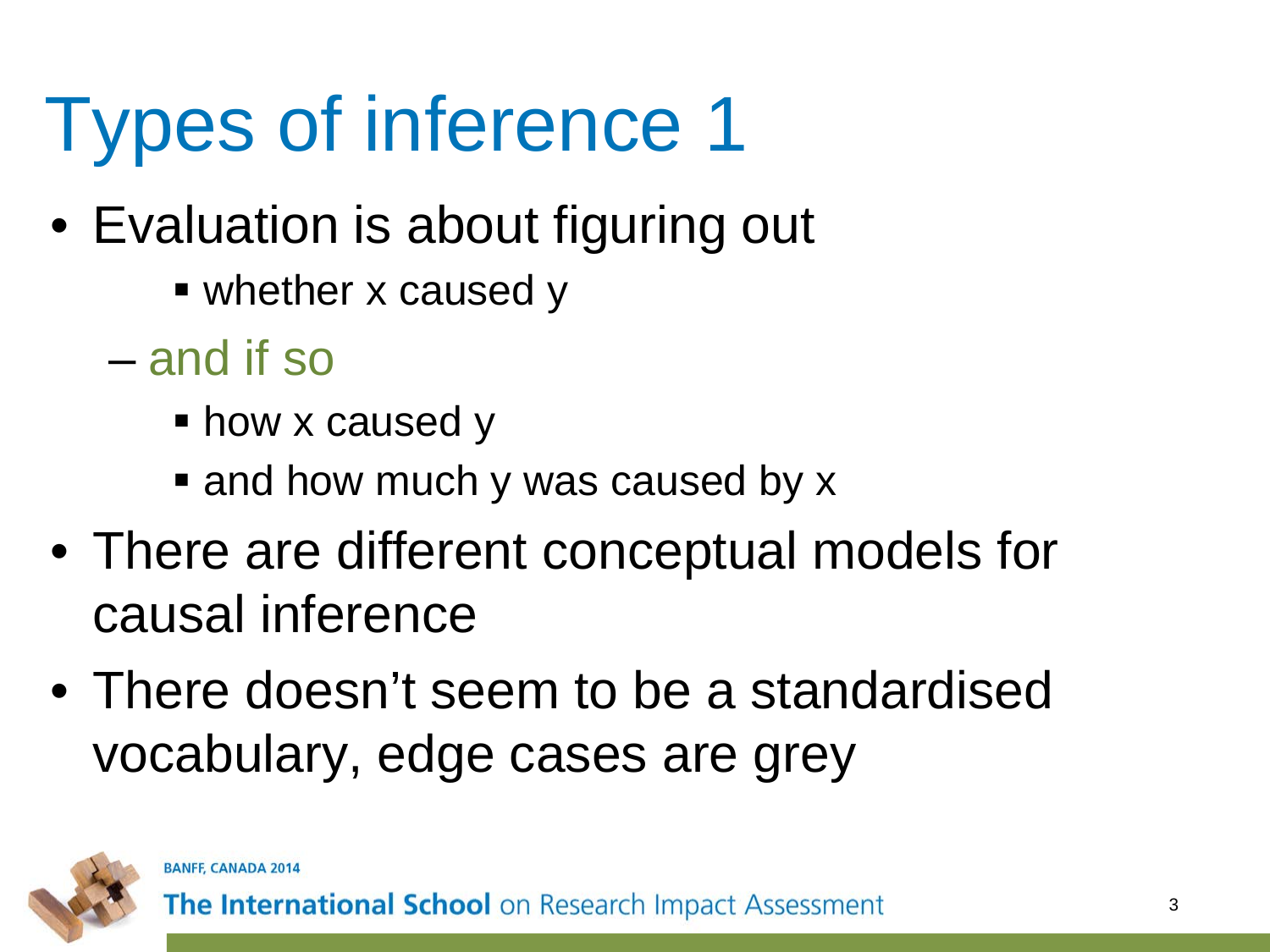# Types of inference 1

- Evaluation is about figuring out
    - whether x caused y
  - and if so
    - how x caused y
    - and how much y was caused by x
- There are different conceptual models for causal inference
- There doesn't seem to be a standardised vocabulary, edge cases are grey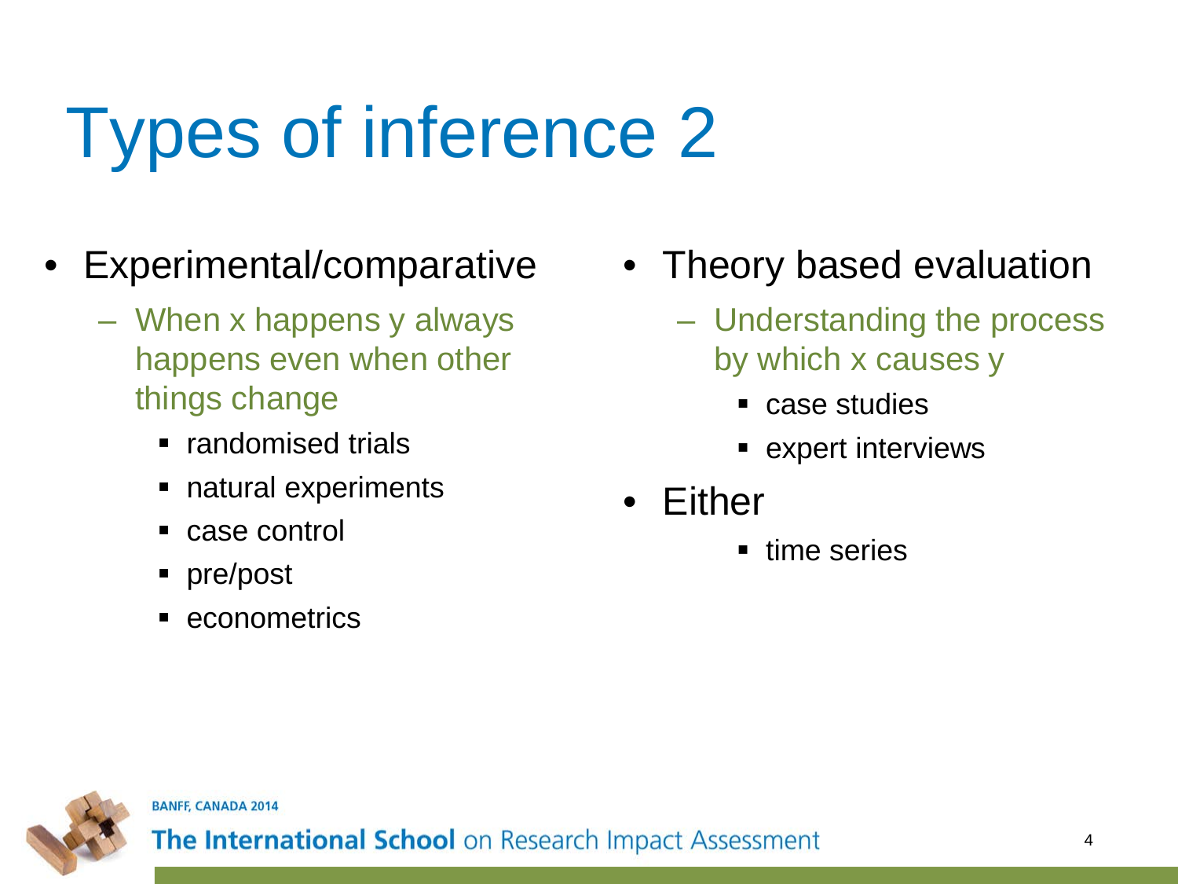# Types of inference 2

- Experimental/comparative
  - When x happens y always happens even when other things change
    - randomised trials
    - natural experiments
    - case control
    - pre/post
    - econometrics

- Theory based evaluation
  - Understanding the process by which x causes y
    - case studies
    - expert interviews

- Either
  - time series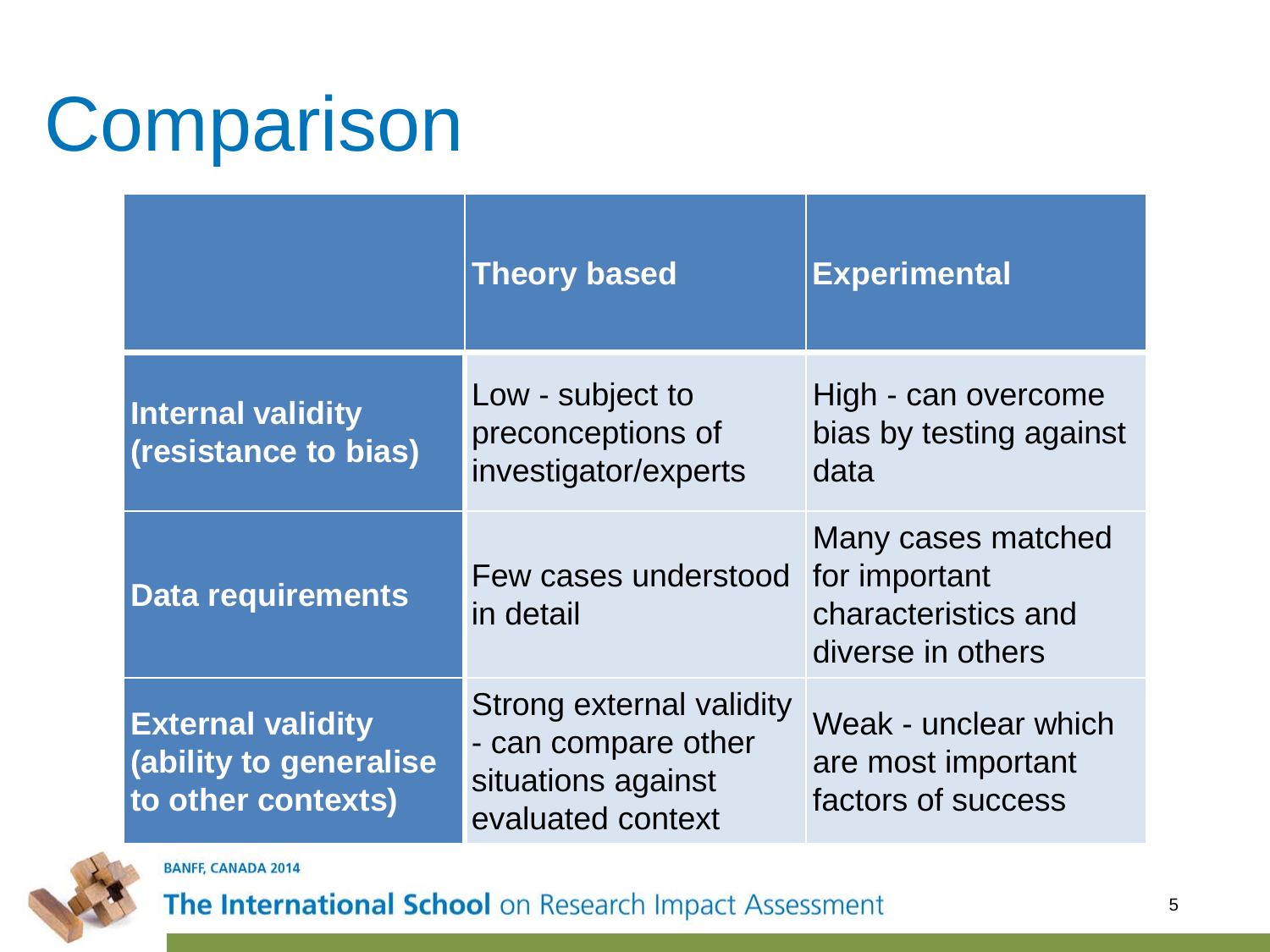# Comparison

| | Theory based | Experimental |
|---|---|---|
| **Internal validity (resistance to bias)** | Low - subject to preconceptions of investigator/experts | High - can overcome bias by testing against data |
| **Data requirements** | Few cases understood in detail | Many cases matched for important characteristics and diverse in others |
| **External validity (ability to generalise to other contexts)** | Strong external validity - can compare other situations against evaluated context | Weak - unclear which are most important factors of success |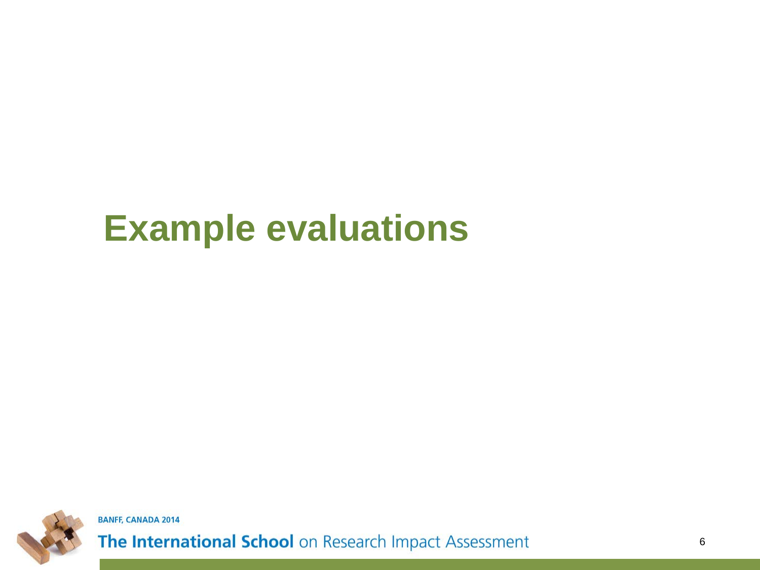# Example evaluations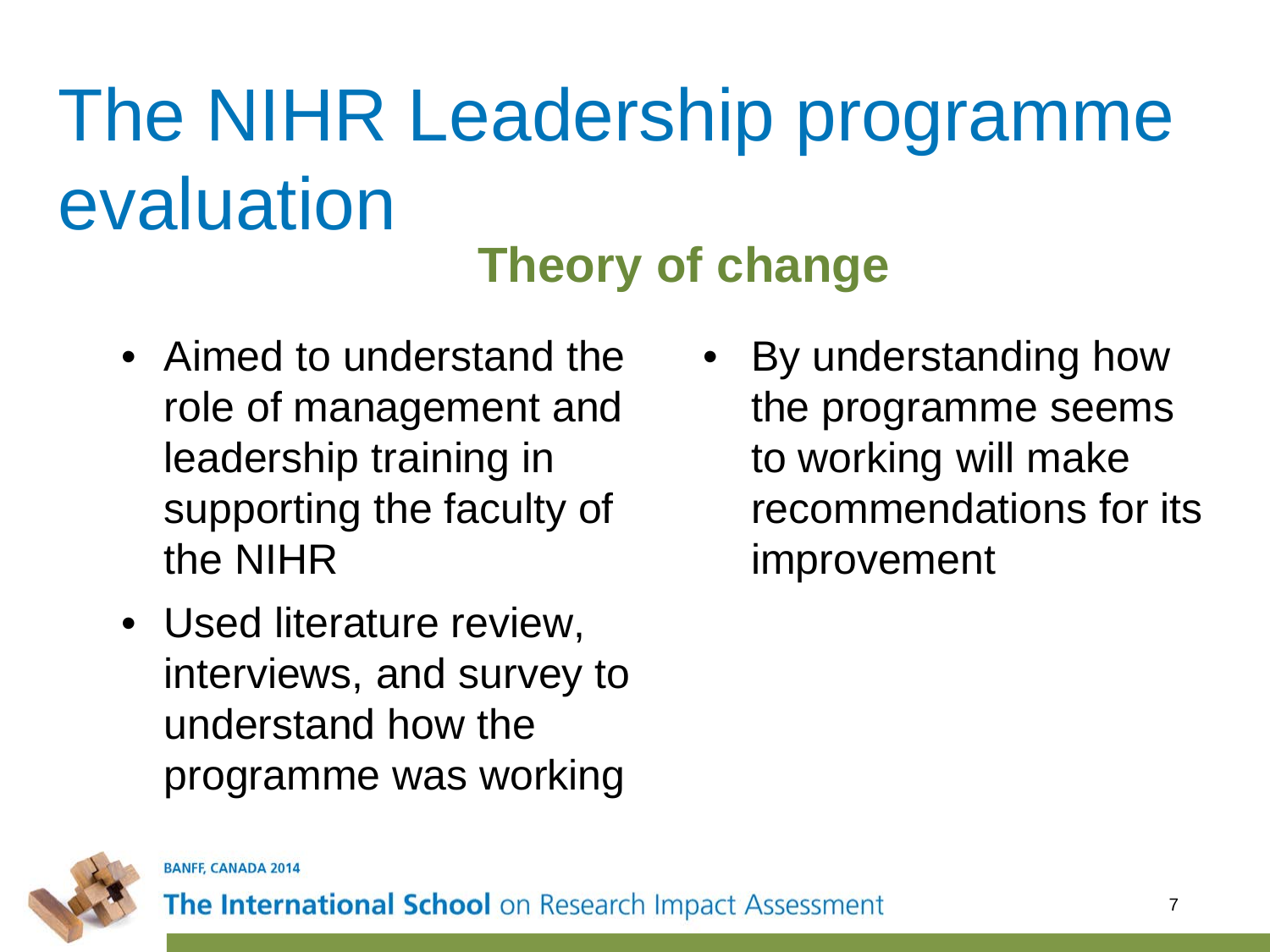# The NIHR Leadership programme evaluation

## Theory of change

- Aimed to understand the role of management and leadership training in supporting the faculty of the NIHR
- Used literature review, interviews, and survey to understand how the programme was working
- By understanding how the programme seems to working will make recommendations for its improvement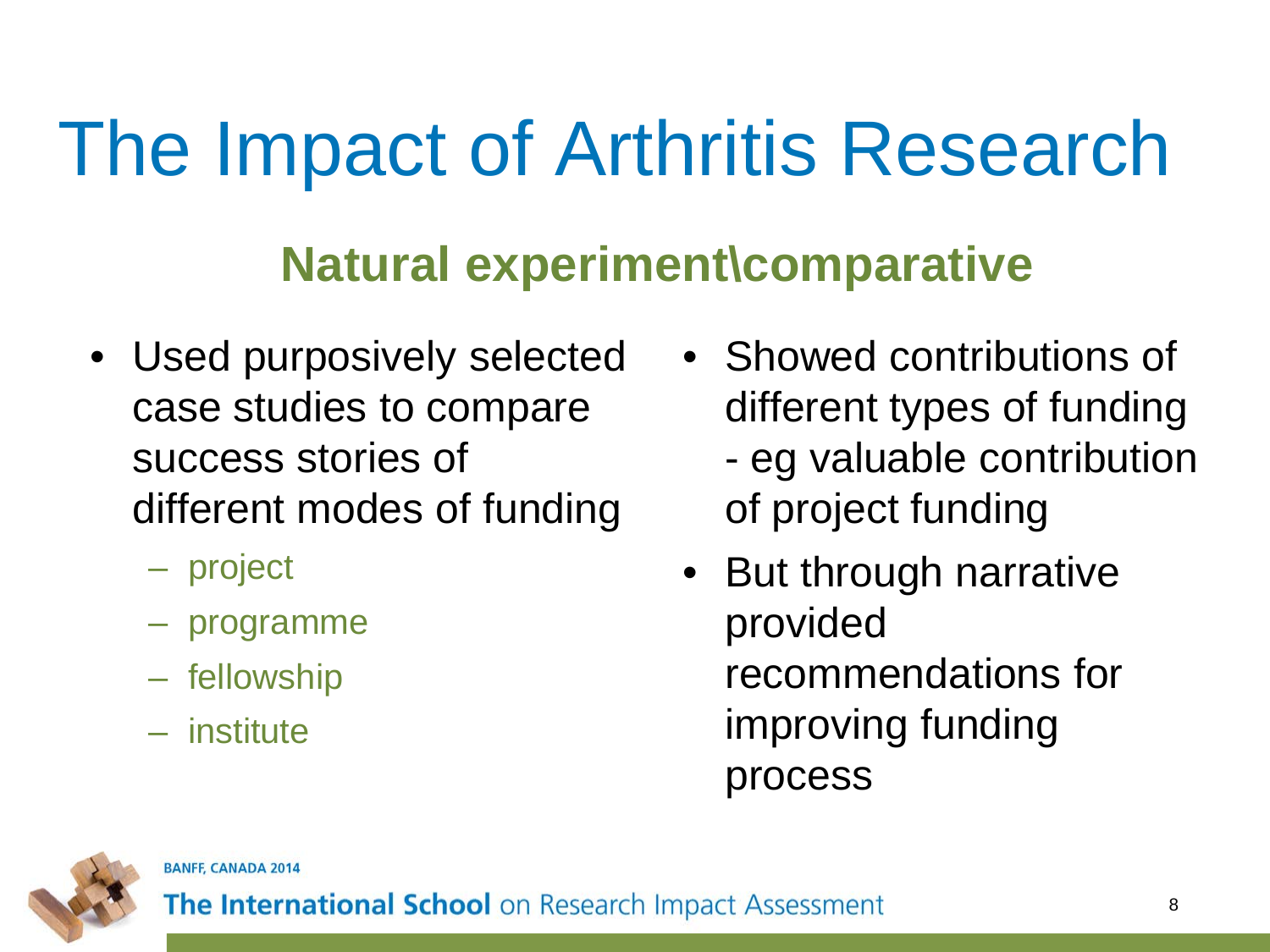# The Impact of Arthritis Research

## Natural experiment\comparative

- Used purposively selected case studies to compare success stories of different modes of funding
  - project
  - programme
  - fellowship
  - institute
- Showed contributions of different types of funding - eg valuable contribution of project funding
- But through narrative provided recommendations for improving funding process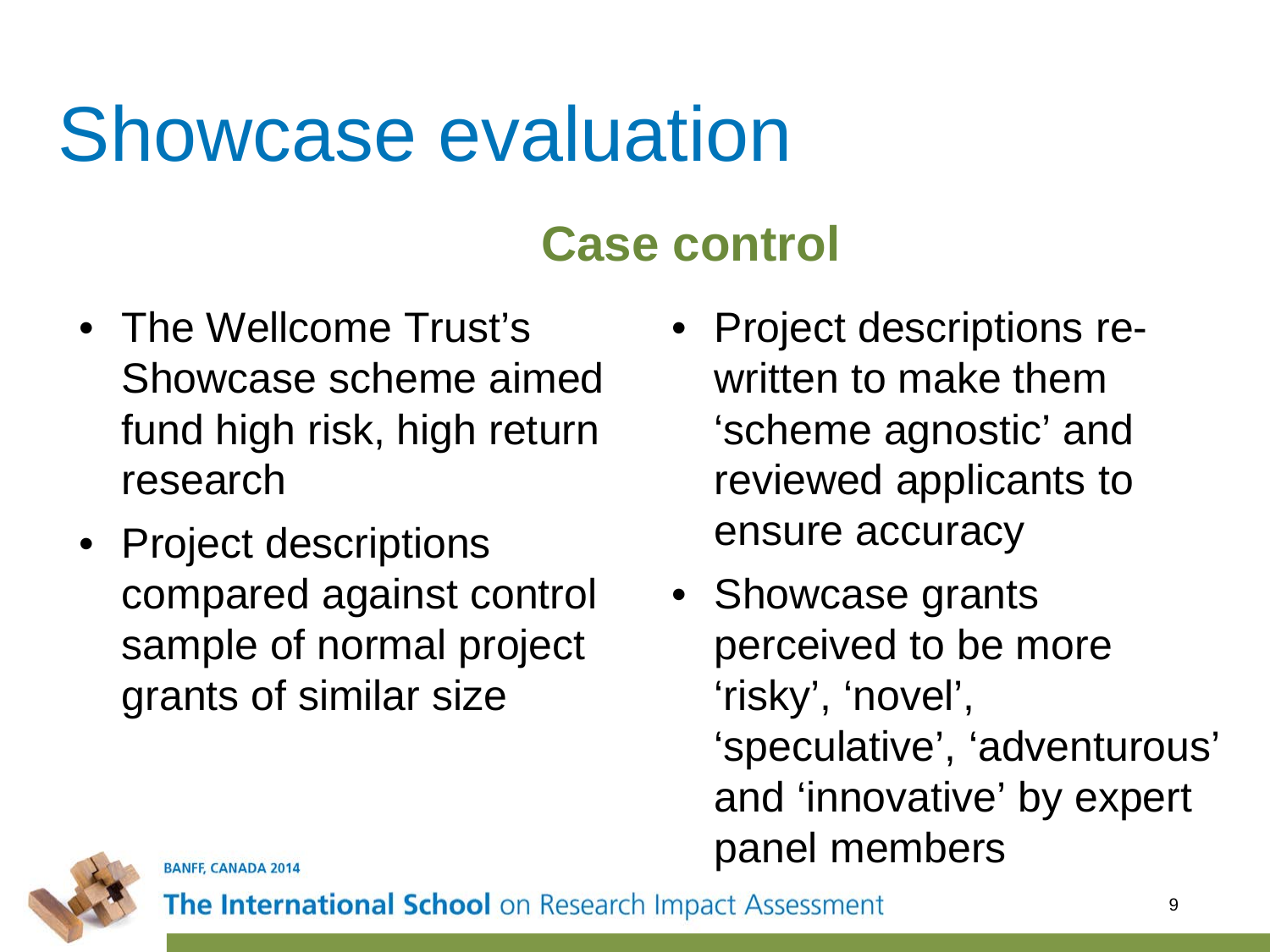# Showcase evaluation

## Case control

- The Wellcome Trust's Showcase scheme aimed fund high risk, high return research
- Project descriptions compared against control sample of normal project grants of similar size
- Project descriptions re-written to make them 'scheme agnostic' and reviewed applicants to ensure accuracy
- Showcase grants perceived to be more 'risky', 'novel', 'speculative', 'adventurous' and 'innovative' by expert panel members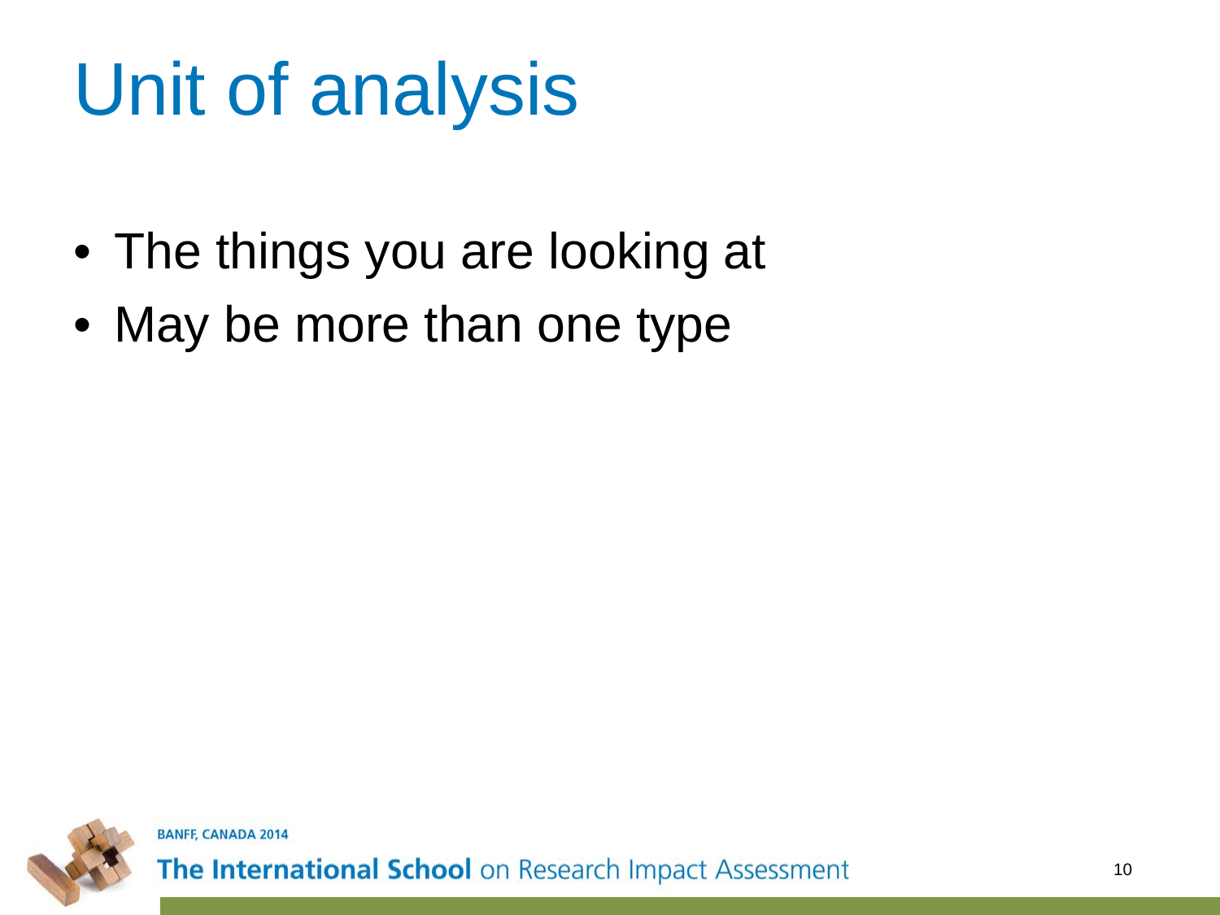# Unit of analysis

- The things you are looking at
- May be more than one type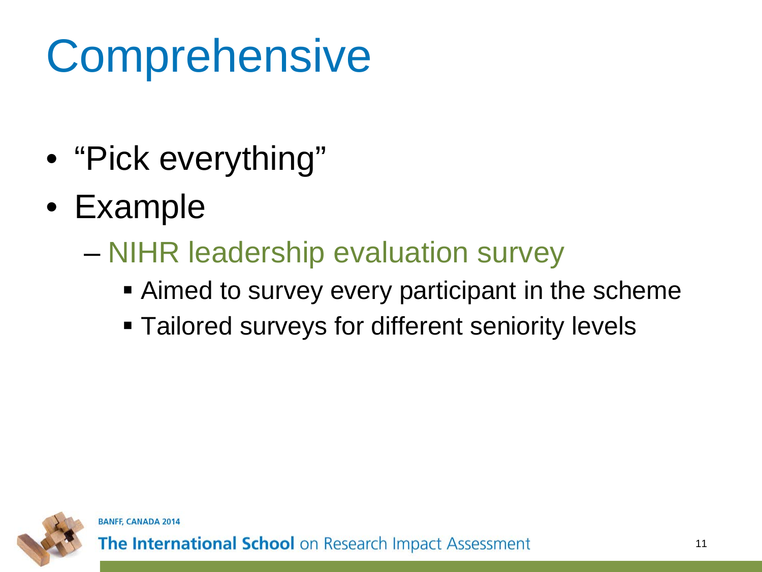# Comprehensive

- "Pick everything"
- Example
  - NIHR leadership evaluation survey
    - Aimed to survey every participant in the scheme
    - Tailored surveys for different seniority levels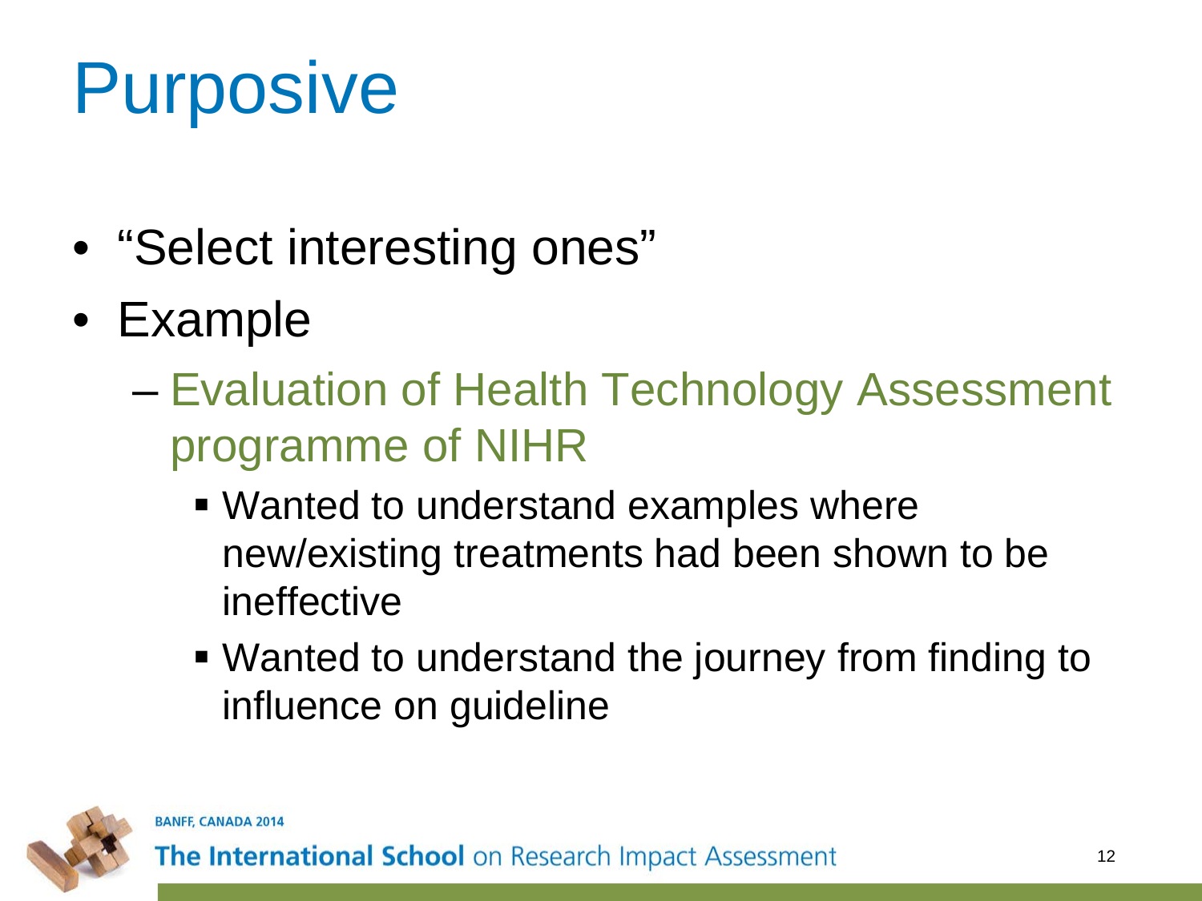# Purposive

- "Select interesting ones"
- Example
  - Evaluation of Health Technology Assessment programme of NIHR
    - Wanted to understand examples where new/existing treatments had been shown to be ineffective
    - Wanted to understand the journey from finding to influence on guideline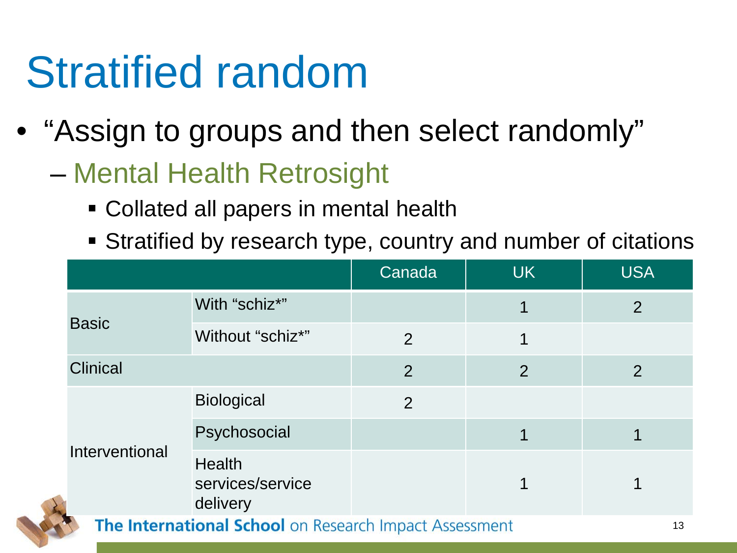# Stratified random

- "Assign to groups and then select randomly"
  - Mental Health Retrosight
    - Collated all papers in mental health
    - Stratified by research type, country and number of citations

| | | Canada | UK | USA |
|---|---|---|---|---|
| Basic | With "schiz*" | | 1 | 2 |
| | Without "schiz*" | 2 | 1 | |
| Clinical | | 2 | 2 | 2 |
| Interventional | Biological | 2 | | |
| | Psychosocial | | 1 | 1 |
| | Health services/service delivery | | 1 | 1 |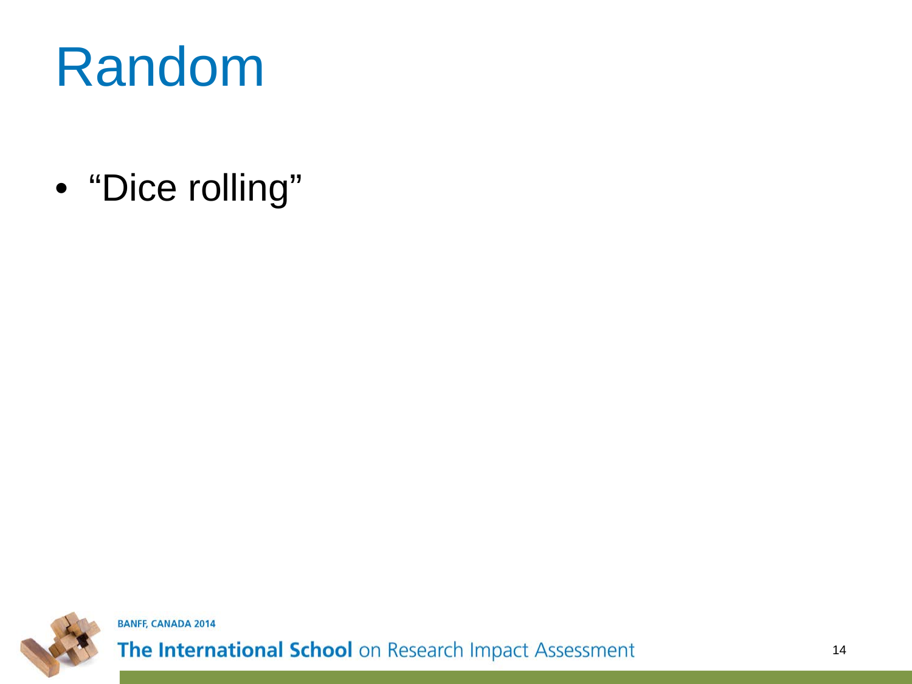# Random

- “Dice rolling”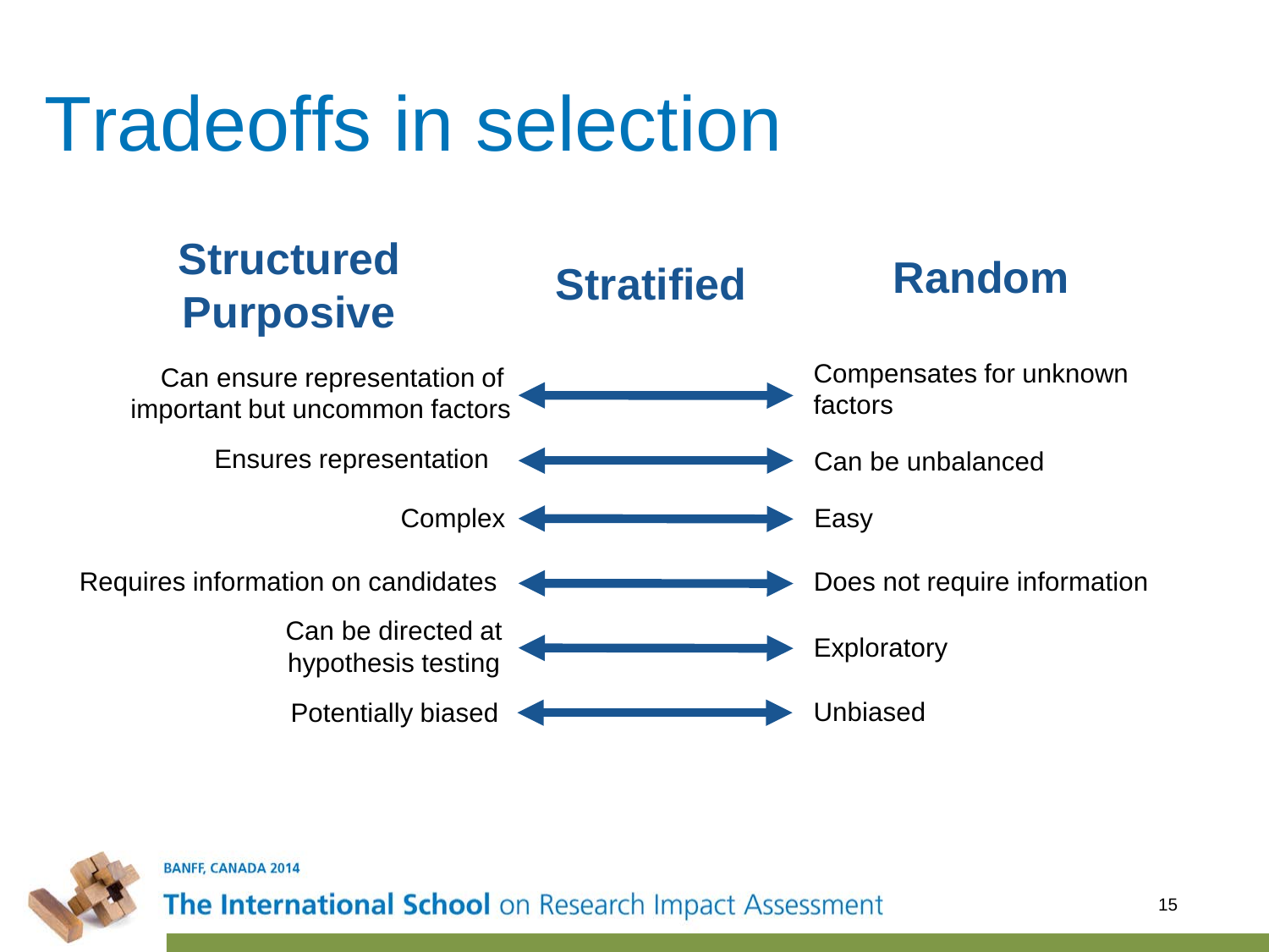# Tradeoffs in selection

| Structured Purposive | Stratified | Random |
|---|---|---|
| Can ensure representation of important but uncommon factors | ↔ | Compensates for unknown factors |
| Ensures representation | ↔ | Can be unbalanced |
| Complex | ↔ | Easy |
| Requires information on candidates | ↔ | Does not require information |
| Can be directed at hypothesis testing | ↔ | Exploratory |
| Potentially biased | ↔ | Unbiased |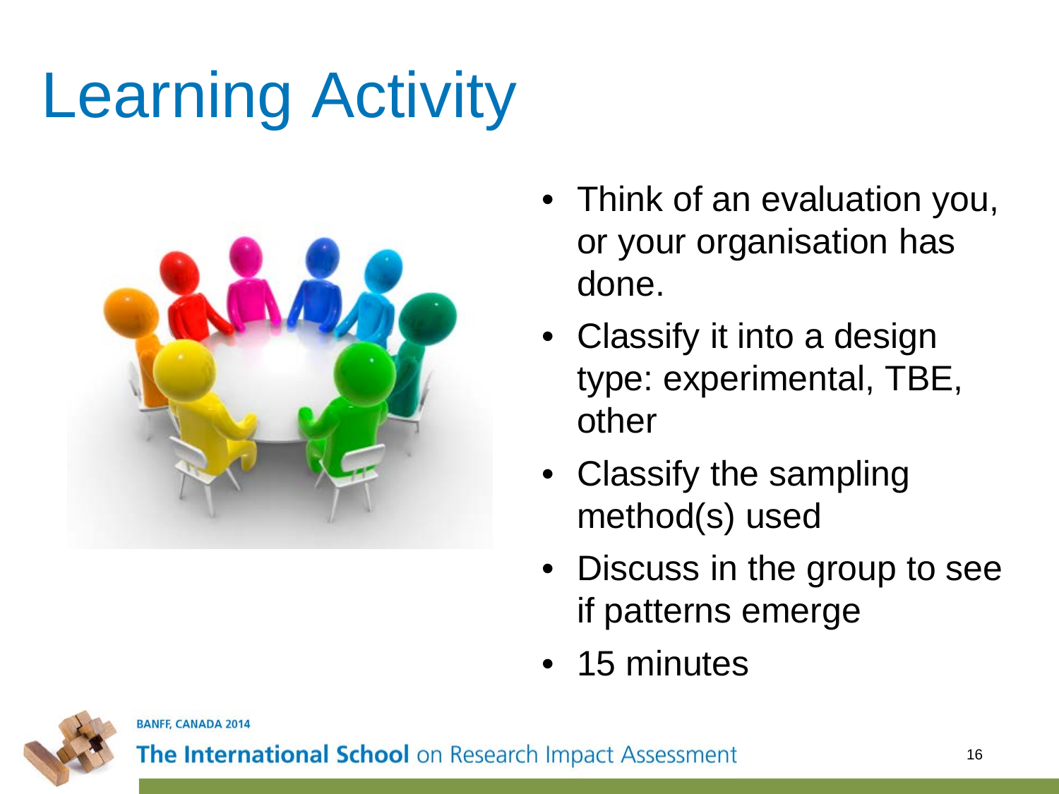# Learning Activity

- Think of an evaluation you, or your organisation has done.
- Classify it into a design type: experimental, TBE, other
- Classify the sampling method(s) used
- Discuss in the group to see if patterns emerge
- 15 minutes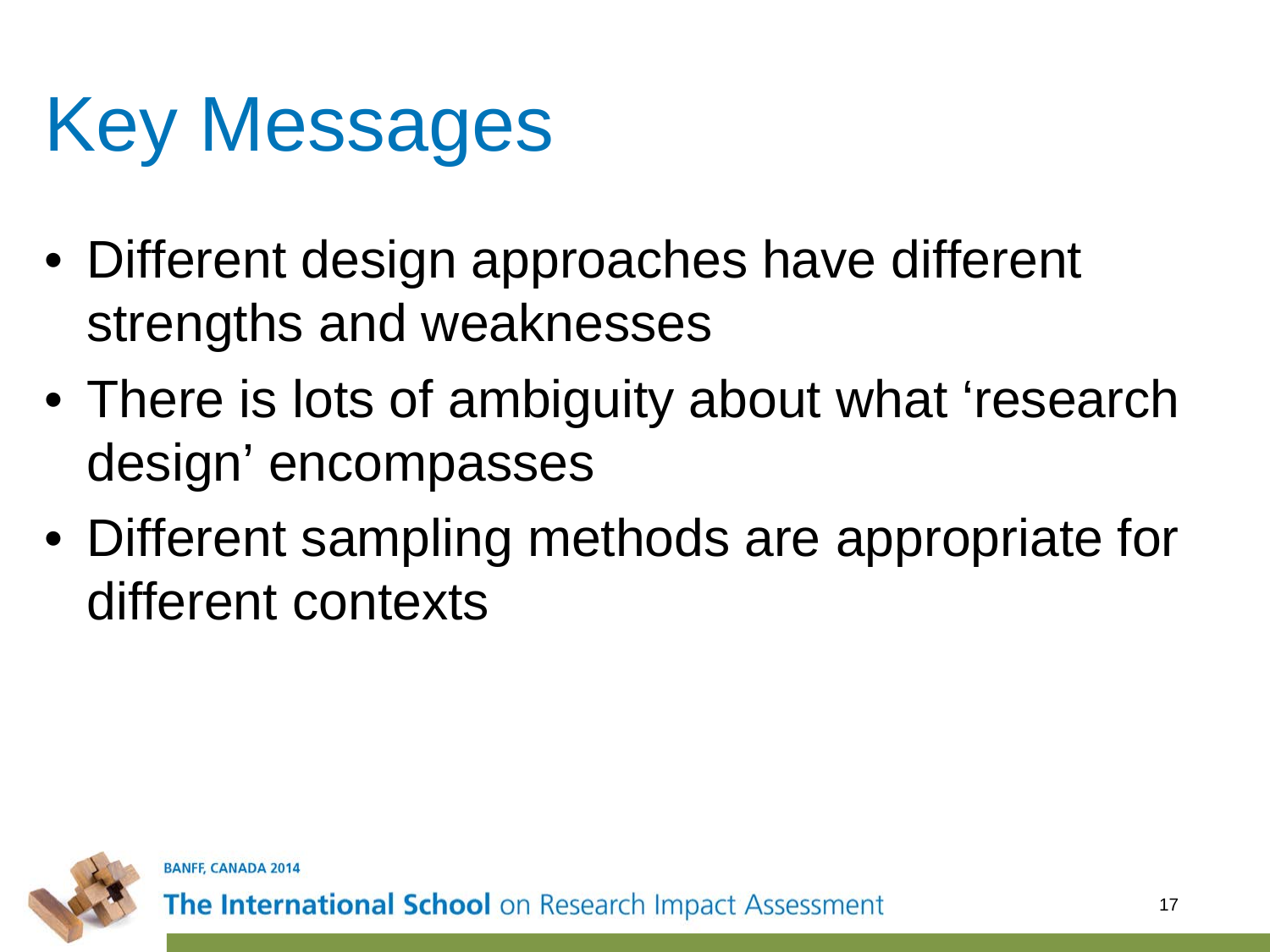# Key Messages

- Different design approaches have different strengths and weaknesses
- There is lots of ambiguity about what ‘research design’ encompasses
- Different sampling methods are appropriate for different contexts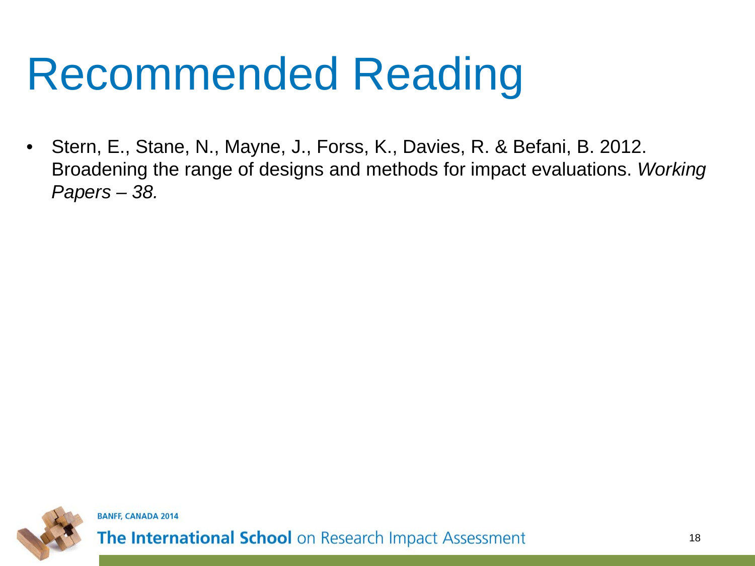# Recommended Reading

- Stern, E., Stane, N., Mayne, J., Forss, K., Davies, R. & Befani, B. 2012. Broadening the range of designs and methods for impact evaluations. *Working Papers – 38.*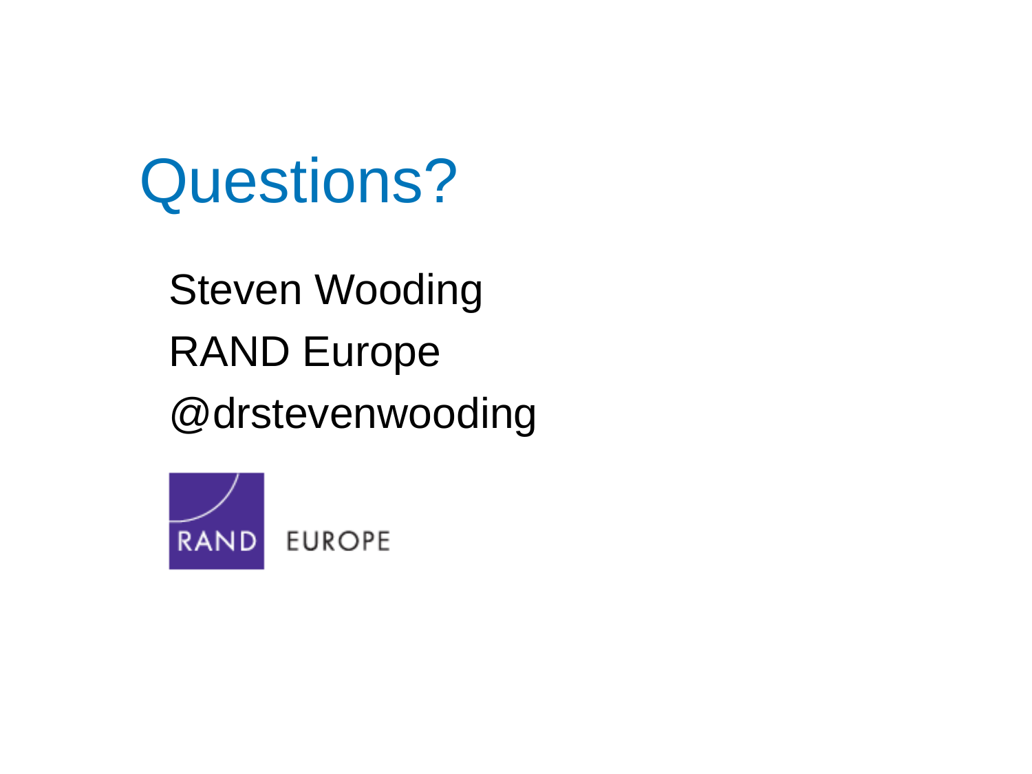# Questions?

Steven Wooding

RAND Europe

@drstevenwooding

RAND EUROPE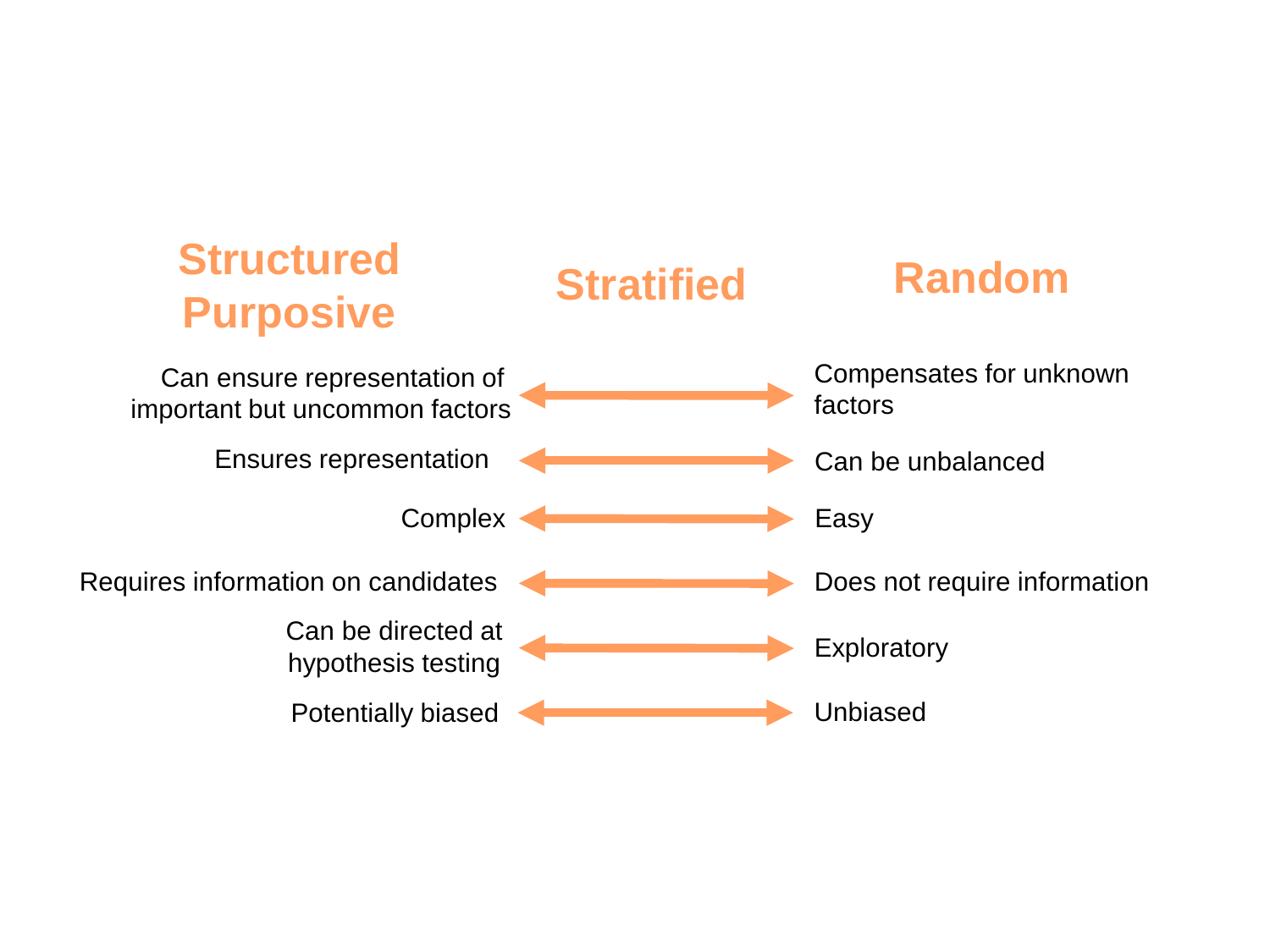**Structured Purposive** | **Stratified** | **Random**

| Structured Purposive | | Random |
|---|---|---|
| Can ensure representation of important but uncommon factors | ↔ | Compensates for unknown factors |
| Ensures representation | ↔ | Can be unbalanced |
| Complex | ↔ | Easy |
| Requires information on candidates | ↔ | Does not require information |
| Can be directed at hypothesis testing | ↔ | Exploratory |
| Potentially biased | ↔ | Unbiased |